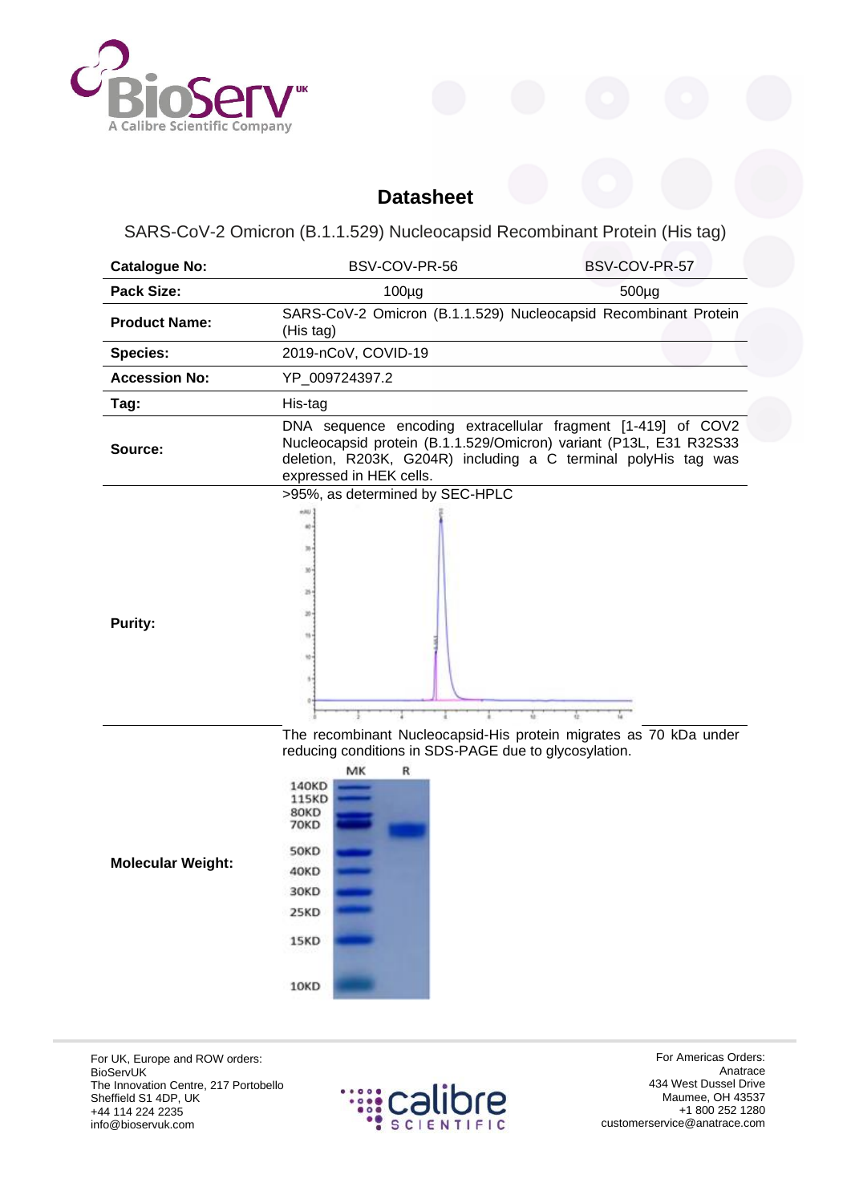# Datasheet

SARS-CoV-2 Omicron (B.1.1.529) Nucleocapsid Recombinant Protein (His tag)

| **Catalogue No:** | BSV-COV-PR-56 | BSV-COV-PR-57 |
|---|---|---|
| **Pack Size:** | 100µg | 500µg |
| **Product Name:** | SARS-CoV-2 Omicron (B.1.1.529) Nucleocapsid Recombinant Protein (His tag) | |
| **Species:** | 2019-nCoV, COVID-19 | |
| **Accession No:** | YP_009724397.2 | |
| **Tag:** | His-tag | |
| **Source:** | DNA sequence encoding extracellular fragment [1-419] of COV2 Nucleocapsid protein (B.1.1.529/Omicron) variant (P13L, E31 R32S33 deletion, R203K, G204R) including a C terminal polyHis tag was expressed in HEK cells. | |
| **Purity:** | >95%, as determined by SEC-HPLC | |
| **Molecular Weight:** | The recombinant Nucleocapsid-His protein migrates as 70 kDa under reducing conditions in SDS-PAGE due to glycosylation. | |

For UK, Europe and ROW orders:
BioServUK
The Innovation Centre, 217 Portobello
Sheffield S1 4DP, UK
+44 114 224 2235
info@bioservuk.com

For Americas Orders:
Anatrace
434 West Dussel Drive
Maumee, OH 43537
+1 800 252 1280
customerservice@anatrace.com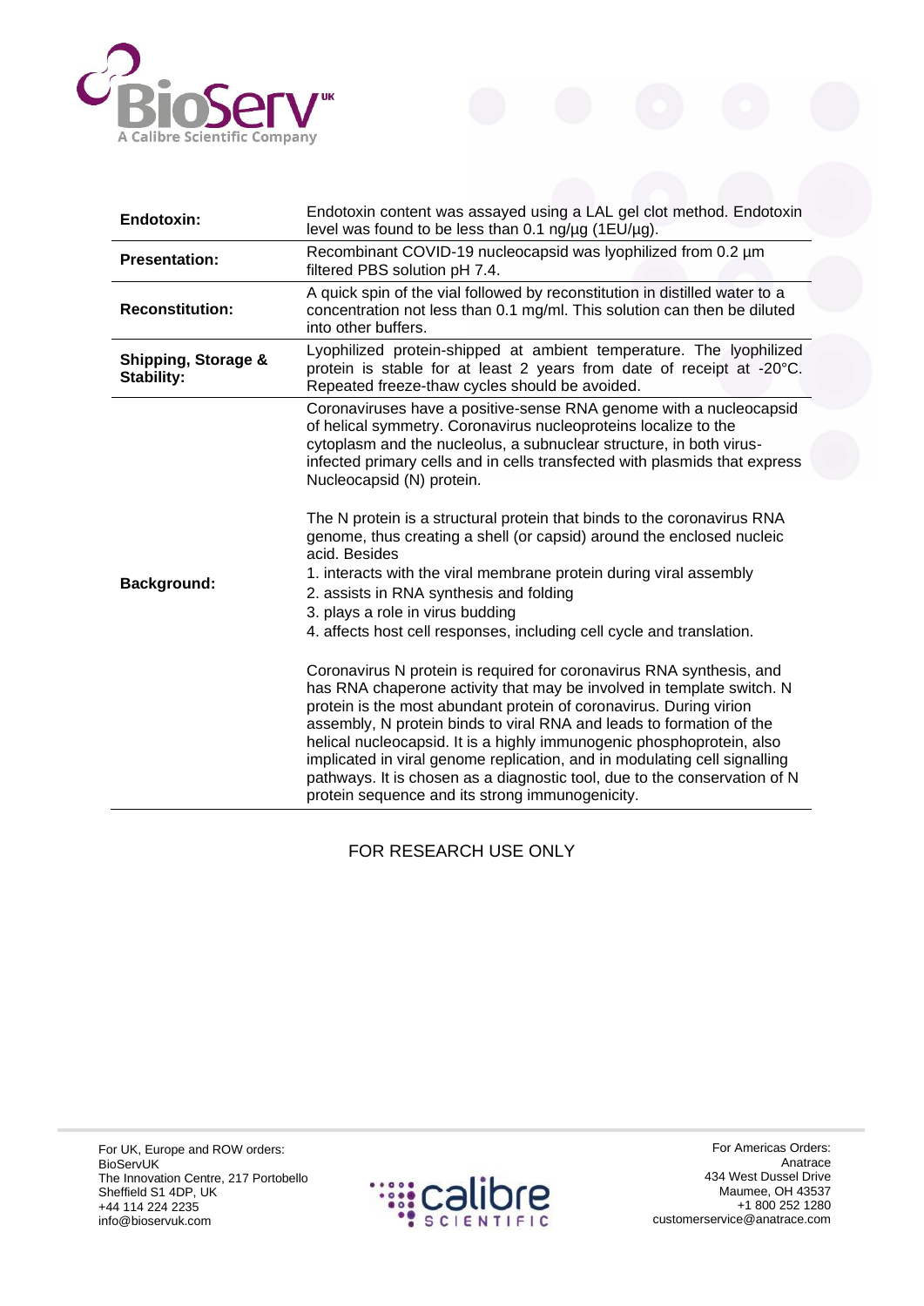| | |
|---|---|
| **Endotoxin:** | Endotoxin content was assayed using a LAL gel clot method. Endotoxin level was found to be less than 0.1 ng/µg (1EU/µg). |
| **Presentation:** | Recombinant COVID-19 nucleocapsid was lyophilized from 0.2 µm filtered PBS solution pH 7.4. |
| **Reconstitution:** | A quick spin of the vial followed by reconstitution in distilled water to a concentration not less than 0.1 mg/ml. This solution can then be diluted into other buffers. |
| **Shipping, Storage & Stability:** | Lyophilized protein-shipped at ambient temperature. The lyophilized protein is stable for at least 2 years from date of receipt at -20°C. Repeated freeze-thaw cycles should be avoided. |
| **Background:** | Coronaviruses have a positive-sense RNA genome with a nucleocapsid of helical symmetry. Coronavirus nucleoproteins localize to the cytoplasm and the nucleolus, a subnuclear structure, in both virus-infected primary cells and in cells transfected with plasmids that express Nucleocapsid (N) protein.<br><br>The N protein is a structural protein that binds to the coronavirus RNA genome, thus creating a shell (or capsid) around the enclosed nucleic acid. Besides<br>1. interacts with the viral membrane protein during viral assembly<br>2. assists in RNA synthesis and folding<br>3. plays a role in virus budding<br>4. affects host cell responses, including cell cycle and translation.<br><br>Coronavirus N protein is required for coronavirus RNA synthesis, and has RNA chaperone activity that may be involved in template switch. N protein is the most abundant protein of coronavirus. During virion assembly, N protein binds to viral RNA and leads to formation of the helical nucleocapsid. It is a highly immunogenic phosphoprotein, also implicated in viral genome replication, and in modulating cell signalling pathways. It is chosen as a diagnostic tool, due to the conservation of N protein sequence and its strong immunogenicity. |

FOR RESEARCH USE ONLY

For UK, Europe and ROW orders:
BioServUK
The Innovation Centre, 217 Portobello
Sheffield S1 4DP, UK
+44 114 224 2235
info@bioservuk.com

For Americas Orders:
Anatrace
434 West Dussel Drive
Maumee, OH 43537
+1 800 252 1280
customerservice@anatrace.com